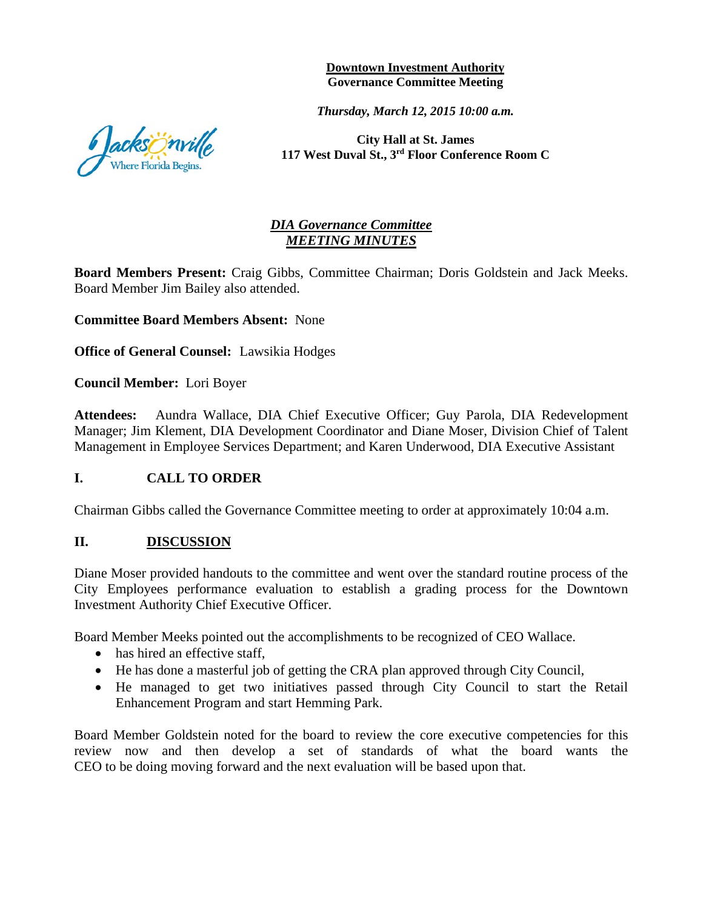**Downtown Investment Authority**
**Governance Committee Meeting**

***Thursday, March 12, 2015 10:00 a.m.***

**City Hall at St. James**
**117 West Duval St., 3rd Floor Conference Room C**

***DIA Governance Committee***
***MEETING MINUTES***

**Board Members Present:** Craig Gibbs, Committee Chairman; Doris Goldstein and Jack Meeks. Board Member Jim Bailey also attended.

**Committee Board Members Absent:** None

**Office of General Counsel:** Lawsikia Hodges

**Council Member:** Lori Boyer

**Attendees:** Aundra Wallace, DIA Chief Executive Officer; Guy Parola, DIA Redevelopment Manager; Jim Klement, DIA Development Coordinator and Diane Moser, Division Chief of Talent Management in Employee Services Department; and Karen Underwood, DIA Executive Assistant

## I. CALL TO ORDER

Chairman Gibbs called the Governance Committee meeting to order at approximately 10:04 a.m.

## II. DISCUSSION

Diane Moser provided handouts to the committee and went over the standard routine process of the City Employees performance evaluation to establish a grading process for the Downtown Investment Authority Chief Executive Officer.

Board Member Meeks pointed out the accomplishments to be recognized of CEO Wallace.

- has hired an effective staff,
- He has done a masterful job of getting the CRA plan approved through City Council,
- He managed to get two initiatives passed through City Council to start the Retail Enhancement Program and start Hemming Park.

Board Member Goldstein noted for the board to review the core executive competencies for this review now and then develop a set of standards of what the board wants the CEO to be doing moving forward and the next evaluation will be based upon that.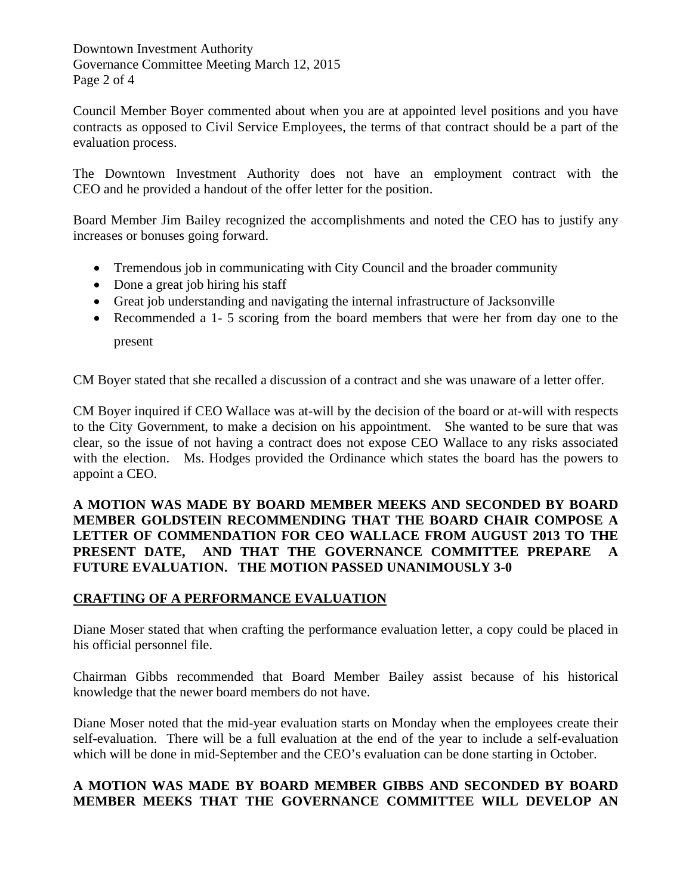Council Member Boyer commented about when you are at appointed level positions and you have contracts as opposed to Civil Service Employees, the terms of that contract should be a part of the evaluation process.

The Downtown Investment Authority does not have an employment contract with the CEO and he provided a handout of the offer letter for the position.

Board Member Jim Bailey recognized the accomplishments and noted the CEO has to justify any increases or bonuses going forward.

- Tremendous job in communicating with City Council and the broader community
- Done a great job hiring his staff
- Great job understanding and navigating the internal infrastructure of Jacksonville
- Recommended a 1- 5 scoring from the board members that were her from day one to the present

CM Boyer stated that she recalled a discussion of a contract and she was unaware of a letter offer.

CM Boyer inquired if CEO Wallace was at-will by the decision of the board or at-will with respects to the City Government, to make a decision on his appointment. She wanted to be sure that was clear, so the issue of not having a contract does not expose CEO Wallace to any risks associated with the election. Ms. Hodges provided the Ordinance which states the board has the powers to appoint a CEO.

**A MOTION WAS MADE BY BOARD MEMBER MEEKS AND SECONDED BY BOARD MEMBER GOLDSTEIN RECOMMENDING THAT THE BOARD CHAIR COMPOSE A LETTER OF COMMENDATION FOR CEO WALLACE FROM AUGUST 2013 TO THE PRESENT DATE, AND THAT THE GOVERNANCE COMMITTEE PREPARE A FUTURE EVALUATION. THE MOTION PASSED UNANIMOUSLY 3-0**

**CRAFTING OF A PERFORMANCE EVALUATION**

Diane Moser stated that when crafting the performance evaluation letter, a copy could be placed in his official personnel file.

Chairman Gibbs recommended that Board Member Bailey assist because of his historical knowledge that the newer board members do not have.

Diane Moser noted that the mid-year evaluation starts on Monday when the employees create their self-evaluation. There will be a full evaluation at the end of the year to include a self-evaluation which will be done in mid-September and the CEO's evaluation can be done starting in October.

**A MOTION WAS MADE BY BOARD MEMBER GIBBS AND SECONDED BY BOARD MEMBER MEEKS THAT THE GOVERNANCE COMMITTEE WILL DEVELOP AN**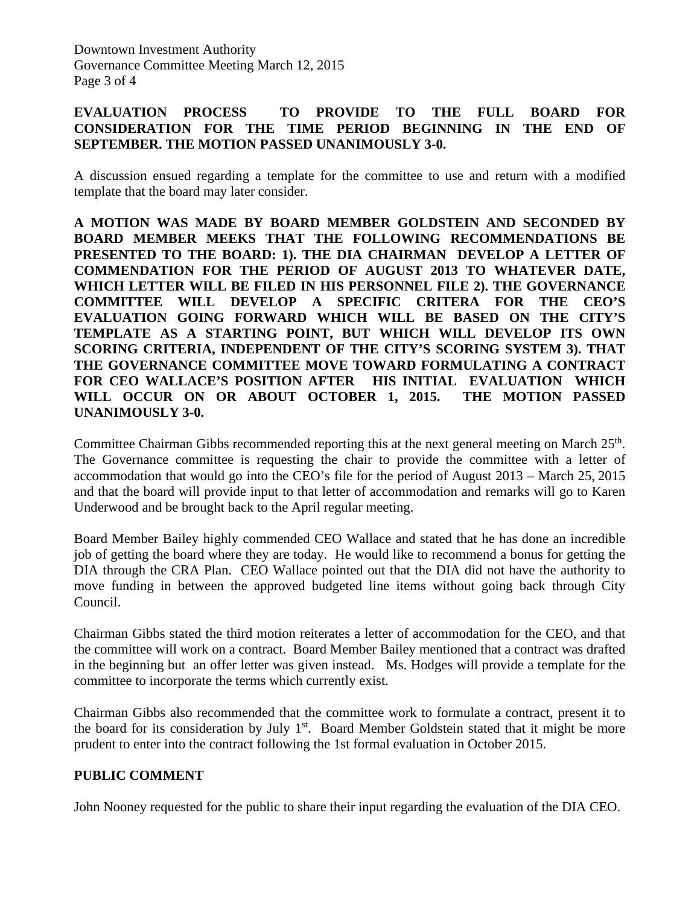**EVALUATION PROCESS TO PROVIDE TO THE FULL BOARD FOR CONSIDERATION FOR THE TIME PERIOD BEGINNING IN THE END OF SEPTEMBER. THE MOTION PASSED UNANIMOUSLY 3-0.**

A discussion ensued regarding a template for the committee to use and return with a modified template that the board may later consider.

**A MOTION WAS MADE BY BOARD MEMBER GOLDSTEIN AND SECONDED BY BOARD MEMBER MEEKS THAT THE FOLLOWING RECOMMENDATIONS BE PRESENTED TO THE BOARD: 1). THE DIA CHAIRMAN DEVELOP A LETTER OF COMMENDATION FOR THE PERIOD OF AUGUST 2013 TO WHATEVER DATE, WHICH LETTER WILL BE FILED IN HIS PERSONNEL FILE 2). THE GOVERNANCE COMMITTEE WILL DEVELOP A SPECIFIC CRITERA FOR THE CEO'S EVALUATION GOING FORWARD WHICH WILL BE BASED ON THE CITY'S TEMPLATE AS A STARTING POINT, BUT WHICH WILL DEVELOP ITS OWN SCORING CRITERIA, INDEPENDENT OF THE CITY'S SCORING SYSTEM 3). THAT THE GOVERNANCE COMMITTEE MOVE TOWARD FORMULATING A CONTRACT FOR CEO WALLACE'S POSITION AFTER HIS INITIAL EVALUATION WHICH WILL OCCUR ON OR ABOUT OCTOBER 1, 2015. THE MOTION PASSED UNANIMOUSLY 3-0.**

Committee Chairman Gibbs recommended reporting this at the next general meeting on March 25th. The Governance committee is requesting the chair to provide the committee with a letter of accommodation that would go into the CEO's file for the period of August 2013 – March 25, 2015 and that the board will provide input to that letter of accommodation and remarks will go to Karen Underwood and be brought back to the April regular meeting.

Board Member Bailey highly commended CEO Wallace and stated that he has done an incredible job of getting the board where they are today. He would like to recommend a bonus for getting the DIA through the CRA Plan. CEO Wallace pointed out that the DIA did not have the authority to move funding in between the approved budgeted line items without going back through City Council.

Chairman Gibbs stated the third motion reiterates a letter of accommodation for the CEO, and that the committee will work on a contract. Board Member Bailey mentioned that a contract was drafted in the beginning but an offer letter was given instead. Ms. Hodges will provide a template for the committee to incorporate the terms which currently exist.

Chairman Gibbs also recommended that the committee work to formulate a contract, present it to the board for its consideration by July 1st. Board Member Goldstein stated that it might be more prudent to enter into the contract following the 1st formal evaluation in October 2015.

**PUBLIC COMMENT**

John Nooney requested for the public to share their input regarding the evaluation of the DIA CEO.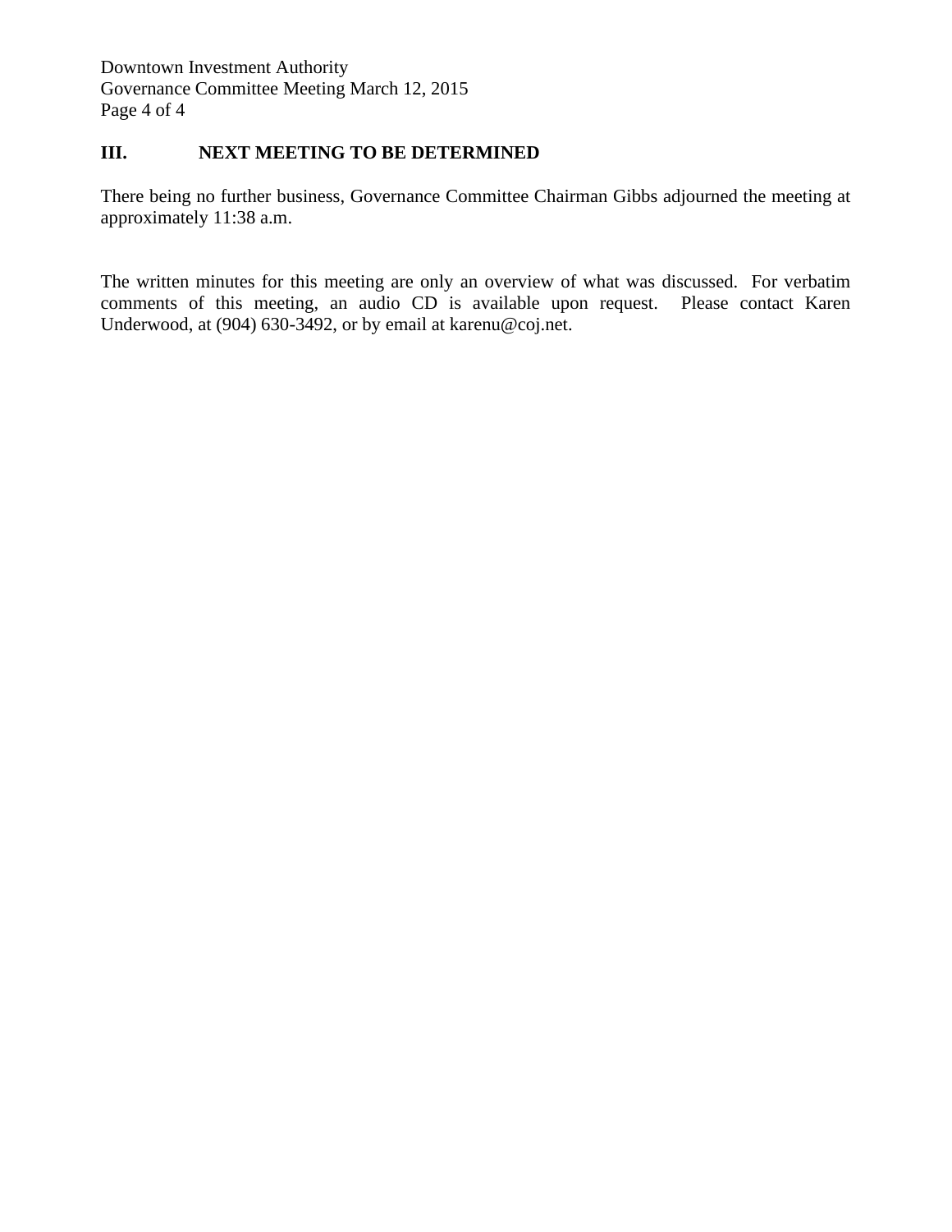## III. NEXT MEETING TO BE DETERMINED

There being no further business, Governance Committee Chairman Gibbs adjourned the meeting at approximately 11:38 a.m.

The written minutes for this meeting are only an overview of what was discussed. For verbatim comments of this meeting, an audio CD is available upon request. Please contact Karen Underwood, at (904) 630-3492, or by email at karenu@coj.net.